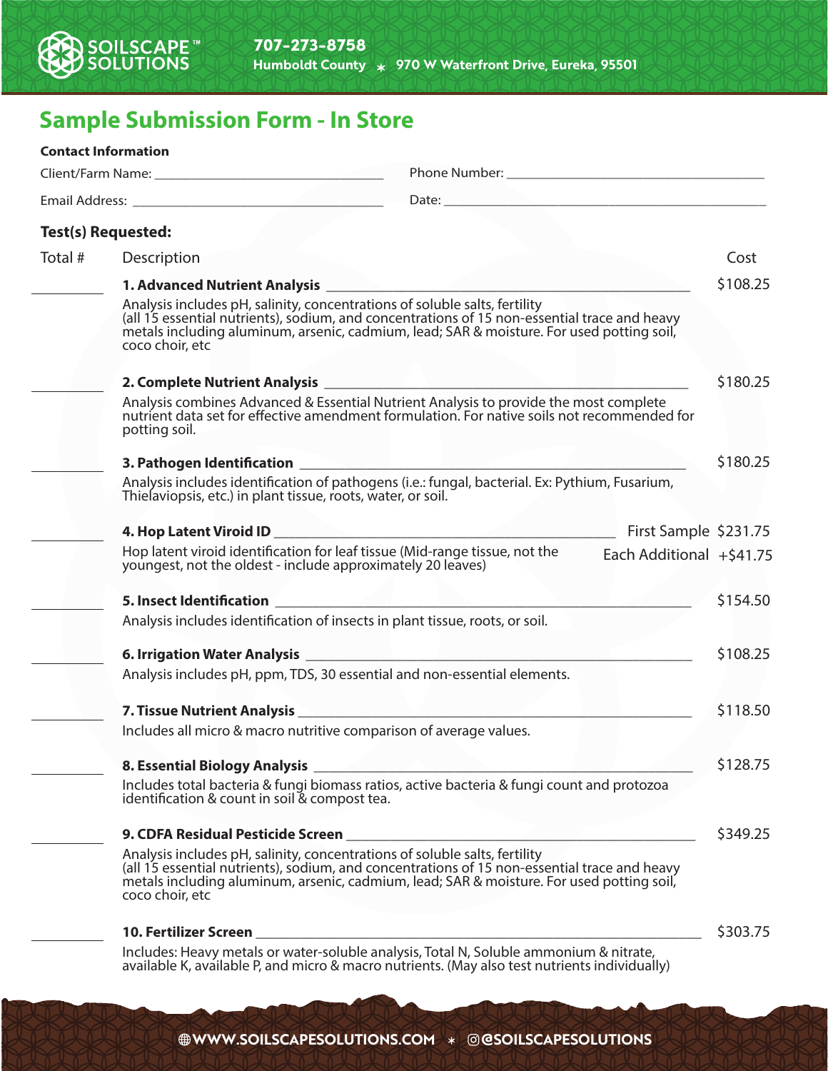SOILSCAPE™ SOLUTIONS

**707-273-8758**
**Humboldt County** * **970 W Waterfront Drive, Eureka, 95501**

# Sample Submission Form - In Store

**Contact Information**

Client/Farm Name: ______________________ Phone Number: ______________________

Email Address: ______________________ Date: ______________________

**Test(s) Requested:**

| Total # | Description | Cost |
|---|---|---|
| ______ | **1. Advanced Nutrient Analysis** ______<br>Analysis includes pH, salinity, concentrations of soluble salts, fertility (all 15 essential nutrients), sodium, and concentrations of 15 non-essential trace and heavy metals including aluminum, arsenic, cadmium, lead; SAR & moisture. For used potting soil, coco choir, etc | $108.25 |
| ______ | **2. Complete Nutrient Analysis** ______<br>Analysis combines Advanced & Essential Nutrient Analysis to provide the most complete nutrient data set for effective amendment formulation. For native soils not recommended for potting soil. | $180.25 |
| ______ | **3. Pathogen Identification** ______<br>Analysis includes identification of pathogens (i.e.: fungal, bacterial. Ex: Pythium, Fusarium, Thielaviopsis, etc.) in plant tissue, roots, water, or soil. | $180.25 |
| ______ | **4. Hop Latent Viroid ID** ______<br>Hop latent viroid identification for leaf tissue (Mid-range tissue, not the youngest, not the oldest - include approximately 20 leaves) | First Sample $231.75<br>Each Additional +$41.75 |
| ______ | **5. Insect Identification** ______<br>Analysis includes identification of insects in plant tissue, roots, or soil. | $154.50 |
| ______ | **6. Irrigation Water Analysis** ______<br>Analysis includes pH, ppm, TDS, 30 essential and non-essential elements. | $108.25 |
| ______ | **7. Tissue Nutrient Analysis** ______<br>Includes all micro & macro nutritive comparison of average values. | $118.50 |
| ______ | **8. Essential Biology Analysis** ______<br>Includes total bacteria & fungi biomass ratios, active bacteria & fungi count and protozoa identification & count in soil & compost tea. | $128.75 |
| ______ | **9. CDFA Residual Pesticide Screen** ______<br>Analysis includes pH, salinity, concentrations of soluble salts, fertility (all 15 essential nutrients), sodium, and concentrations of 15 non-essential trace and heavy metals including aluminum, arsenic, cadmium, lead; SAR & moisture. For used potting soil, coco choir, etc | $349.25 |
| ______ | **10. Fertilizer Screen** ______<br>Includes: Heavy metals or water-soluble analysis, Total N, Soluble ammonium & nitrate, available K, available P, and micro & macro nutrients. (May also test nutrients individually) | $303.75 |

WWW.SOILSCAPESOLUTIONS.COM * @SOILSCAPESOLUTIONS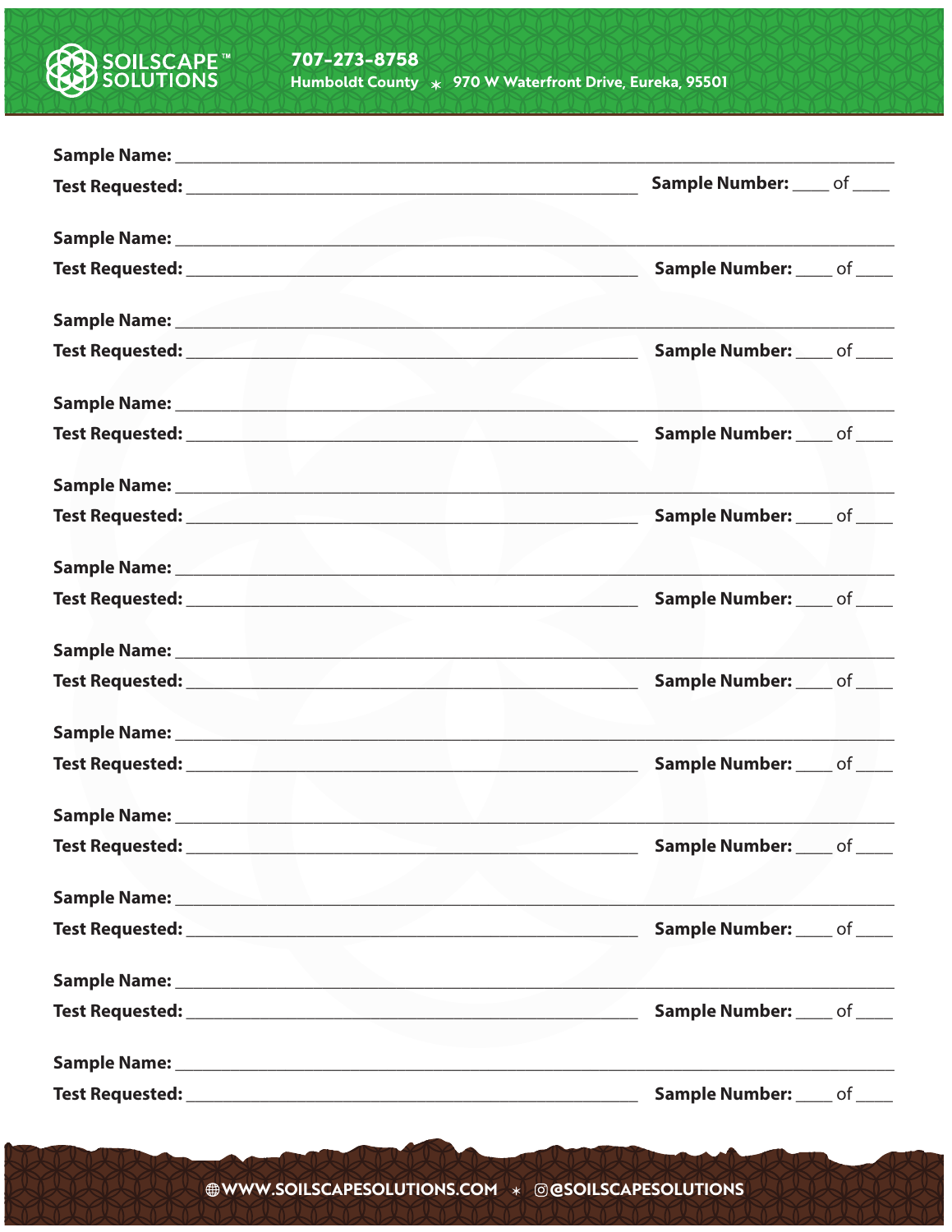SOILSCAPE™ SOLUTIONS

707-273-8758

Humboldt County * 970 W Waterfront Drive, Eureka, 95501

**Sample Name:** ______________________________________________

**Test Requested:** ______________________________ **Sample Number:** ____ of ____

**Sample Name:** ______________________________________________

**Test Requested:** ______________________________ **Sample Number:** ____ of ____

**Sample Name:** ______________________________________________

**Test Requested:** ______________________________ **Sample Number:** ____ of ____

**Sample Name:** ______________________________________________

**Test Requested:** ______________________________ **Sample Number:** ____ of ____

**Sample Name:** ______________________________________________

**Test Requested:** ______________________________ **Sample Number:** ____ of ____

**Sample Name:** ______________________________________________

**Test Requested:** ______________________________ **Sample Number:** ____ of ____

**Sample Name:** ______________________________________________

**Test Requested:** ______________________________ **Sample Number:** ____ of ____

**Sample Name:** ______________________________________________

**Test Requested:** ______________________________ **Sample Number:** ____ of ____

**Sample Name:** ______________________________________________

**Test Requested:** ______________________________ **Sample Number:** ____ of ____

**Sample Name:** ______________________________________________

**Test Requested:** ______________________________ **Sample Number:** ____ of ____

**Sample Name:** ______________________________________________

**Test Requested:** ______________________________ **Sample Number:** ____ of ____

**Sample Name:** ______________________________________________

**Test Requested:** ______________________________ **Sample Number:** ____ of ____

WWW.SOILSCAPESOLUTIONS.COM * @SOILSCAPESOLUTIONS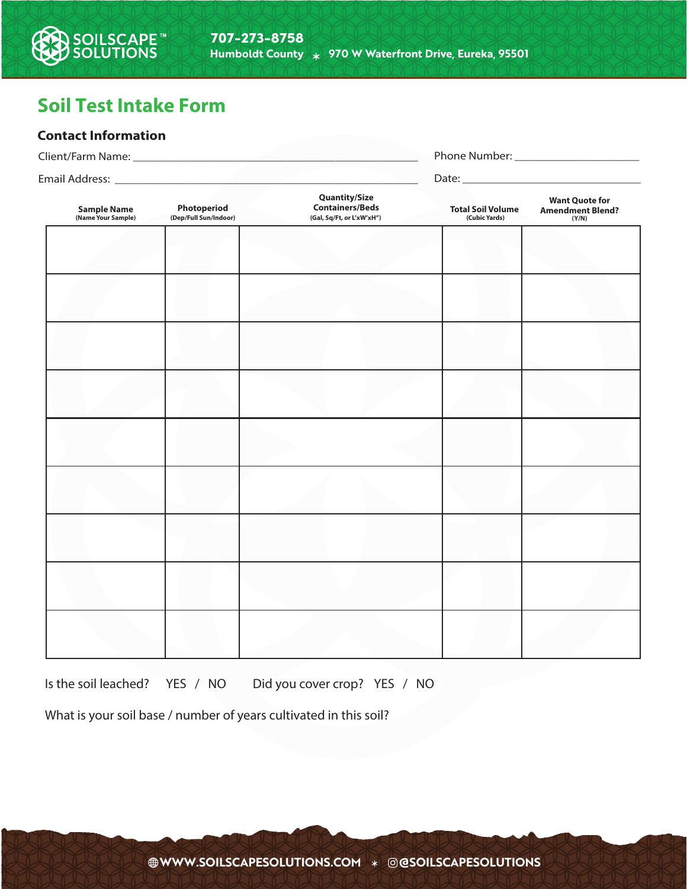SOILSCAPE™ SOLUTIONS

707-273-8758
Humboldt County ⁎ 970 W Waterfront Drive, Eureka, 95501

# Soil Test Intake Form

### Contact Information

Client/Farm Name: ______________________________ Phone Number: ______________________

Email Address: ______________________________ Date: ______________________

| Sample Name (Name Your Sample) | Photoperiod (Dep/Full Sun/Indoor) | Quantity/Size Containers/Beds (Gal, Sq/Ft, or L'xW'xH") | Total Soil Volume (Cubic Yards) | Want Quote for Amendment Blend? (Y/N) |
|---|---|---|---|---|
| | | | | |
| | | | | |
| | | | | |
| | | | | |
| | | | | |
| | | | | |
| | | | | |
| | | | | |
| | | | | |

Is the soil leached? YES / NO Did you cover crop? YES / NO

What is your soil base / number of years cultivated in this soil?

WWW.SOILSCAPESOLUTIONS.COM ⁎ @SOILSCAPESOLUTIONS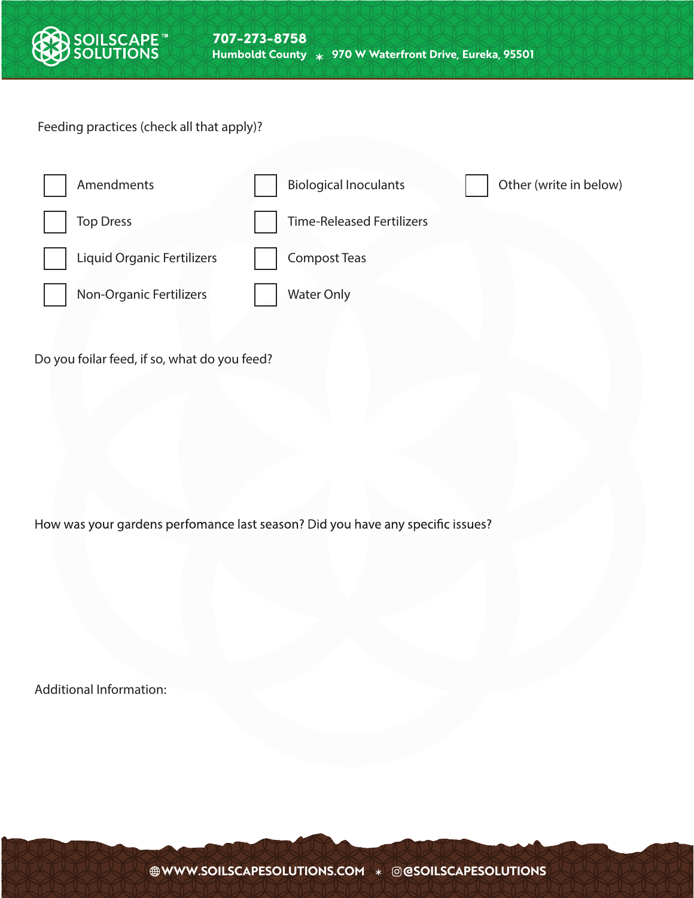Feeding practices (check all that apply)?

- [ ] Amendments
- [ ] Top Dress
- [ ] Liquid Organic Fertilizers
- [ ] Non-Organic Fertilizers
- [ ] Biological Inoculants
- [ ] Time-Released Fertilizers
- [ ] Compost Teas
- [ ] Water Only
- [ ] Other (write in below)

Do you foilar feed, if so, what do you feed?

How was your gardens perfomance last season? Did you have any specific issues?

Additional Information: